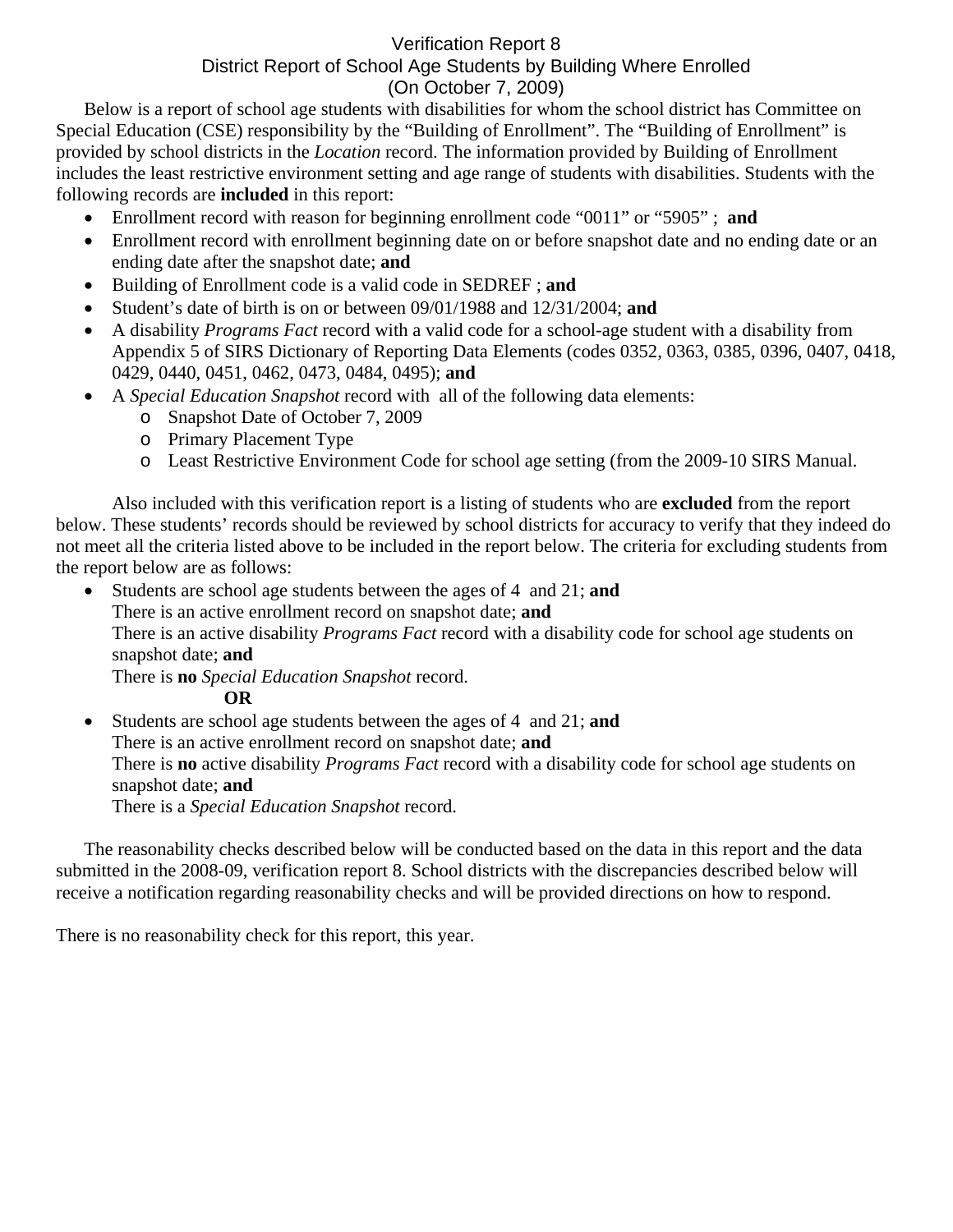# Verification Report 8
## District Report of School Age Students by Building Where Enrolled
## (On October 7, 2009)

Below is a report of school age students with disabilities for whom the school district has Committee on Special Education (CSE) responsibility by the "Building of Enrollment". The "Building of Enrollment" is provided by school districts in the *Location* record. The information provided by Building of Enrollment includes the least restrictive environment setting and age range of students with disabilities. Students with the following records are **included** in this report:

- Enrollment record with reason for beginning enrollment code "0011" or "5905" ; **and**
- Enrollment record with enrollment beginning date on or before snapshot date and no ending date or an ending date after the snapshot date; **and**
- Building of Enrollment code is a valid code in SEDREF ; **and**
- Student's date of birth is on or between 09/01/1988 and 12/31/2004; **and**
- A disability *Programs Fact* record with a valid code for a school-age student with a disability from Appendix 5 of SIRS Dictionary of Reporting Data Elements (codes 0352, 0363, 0385, 0396, 0407, 0418, 0429, 0440, 0451, 0462, 0473, 0484, 0495); **and**
- A *Special Education Snapshot* record with all of the following data elements:
  - Snapshot Date of October 7, 2009
  - Primary Placement Type
  - Least Restrictive Environment Code for school age setting (from the 2009-10 SIRS Manual.

Also included with this verification report is a listing of students who are **excluded** from the report below. These students' records should be reviewed by school districts for accuracy to verify that they indeed do not meet all the criteria listed above to be included in the report below. The criteria for excluding students from the report below are as follows:

- Students are school age students between the ages of 4 and 21; **and**
  There is an active enrollment record on snapshot date; **and**
  There is an active disability *Programs Fact* record with a disability code for school age students on snapshot date; **and**
  There is **no** *Special Education Snapshot* record.
  **OR**
- Students are school age students between the ages of 4 and 21; **and**
  There is an active enrollment record on snapshot date; **and**
  There is **no** active disability *Programs Fact* record with a disability code for school age students on snapshot date; **and**
  There is a *Special Education Snapshot* record.

The reasonability checks described below will be conducted based on the data in this report and the data submitted in the 2008-09, verification report 8. School districts with the discrepancies described below will receive a notification regarding reasonability checks and will be provided directions on how to respond.

There is no reasonability check for this report, this year.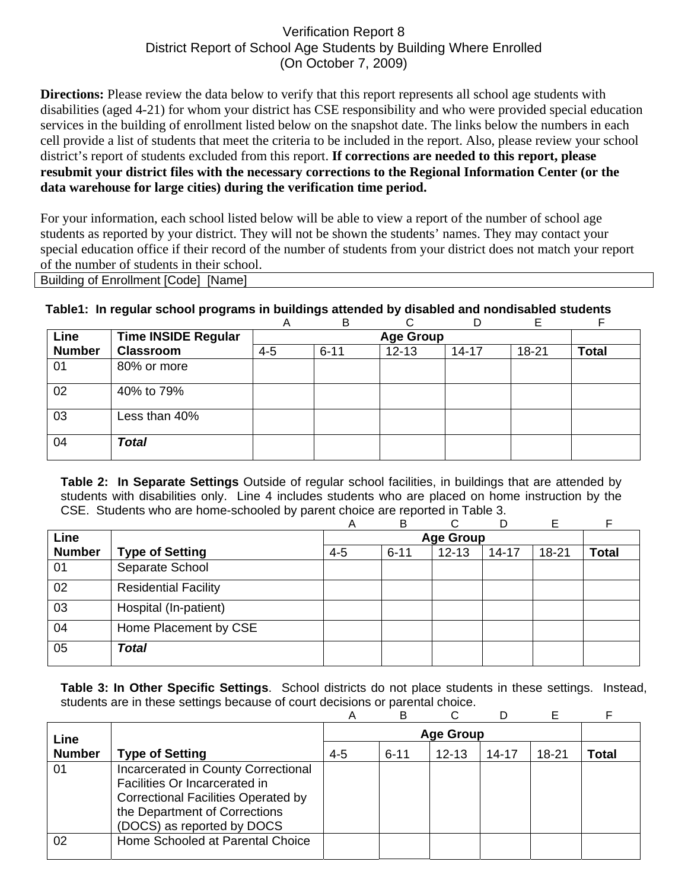# Verification Report 8
## District Report of School Age Students by Building Where Enrolled
### (On October 7, 2009)

**Directions:** Please review the data below to verify that this report represents all school age students with disabilities (aged 4-21) for whom your district has CSE responsibility and who were provided special education services in the building of enrollment listed below on the snapshot date. The links below the numbers in each cell provide a list of students that meet the criteria to be included in the report. Also, please review your school district's report of students excluded from this report. **If corrections are needed to this report, please resubmit your district files with the necessary corrections to the Regional Information Center (or the data warehouse for large cities) during the verification time period.**

For your information, each school listed below will be able to view a report of the number of school age students as reported by your district. They will not be shown the students' names. They may contact your special education office if their record of the number of students from your district does not match your report of the number of students in their school.

| Building of Enrollment [Code] [Name] |
|---|

**Table1: In regular school programs in buildings attended by disabled and nondisabled students**

| | | A | B | C | D | E | F |
|---|---|---|---|---|---|---|---|
| **Line Number** | **Time INSIDE Regular Classroom** | **Age Group** | | | | | |
| | | 4-5 | 6-11 | 12-13 | 14-17 | 18-21 | **Total** |
| 01 | 80% or more | | | | | | |
| 02 | 40% to 79% | | | | | | |
| 03 | Less than 40% | | | | | | |
| 04 | ***Total*** | | | | | | |

**Table 2: In Separate Settings** Outside of regular school facilities, in buildings that are attended by students with disabilities only. Line 4 includes students who are placed on home instruction by the CSE. Students who are home-schooled by parent choice are reported in Table 3.

| | | A | B | C | D | E | F |
|---|---|---|---|---|---|---|---|
| **Line Number** | **Type of Setting** | **Age Group** | | | | | |
| | | 4-5 | 6-11 | 12-13 | 14-17 | 18-21 | **Total** |
| 01 | Separate School | | | | | | |
| 02 | Residential Facility | | | | | | |
| 03 | Hospital (In-patient) | | | | | | |
| 04 | Home Placement by CSE | | | | | | |
| 05 | ***Total*** | | | | | | |

**Table 3: In Other Specific Settings**. School districts do not place students in these settings. Instead, students are in these settings because of court decisions or parental choice.

| | | A | B | C | D | E | F |
|---|---|---|---|---|---|---|---|
| **Line Number** | **Type of Setting** | **Age Group** | | | | | |
| | | 4-5 | 6-11 | 12-13 | 14-17 | 18-21 | **Total** |
| 01 | Incarcerated in County Correctional Facilities Or Incarcerated in Correctional Facilities Operated by the Department of Corrections (DOCS) as reported by DOCS | | | | | | |
| 02 | Home Schooled at Parental Choice | | | | | | |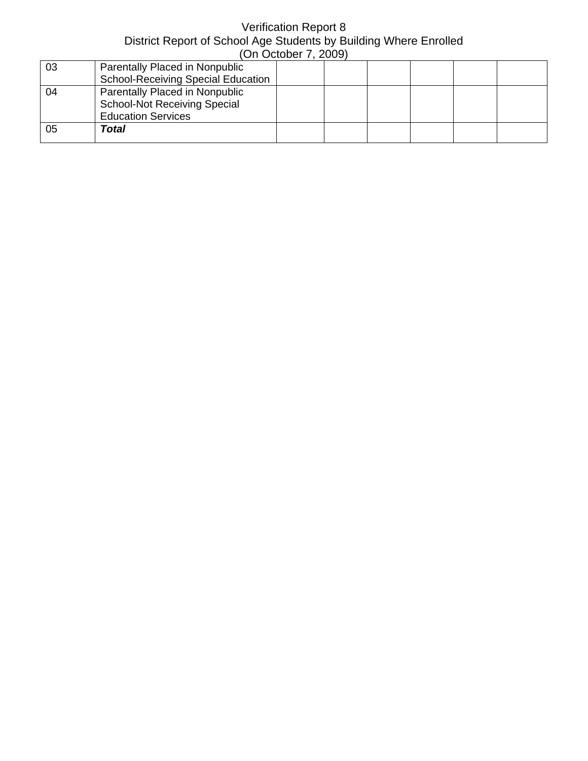Verification Report 8
District Report of School Age Students by Building Where Enrolled
(On October 7, 2009)

| | | | | | | | |
|---|---|---|---|---|---|---|---|
| 03 | Parentally Placed in Nonpublic School-Receiving Special Education | | | | | | |
| 04 | Parentally Placed in Nonpublic School-Not Receiving Special Education Services | | | | | | |
| 05 | ***Total*** | | | | | | |